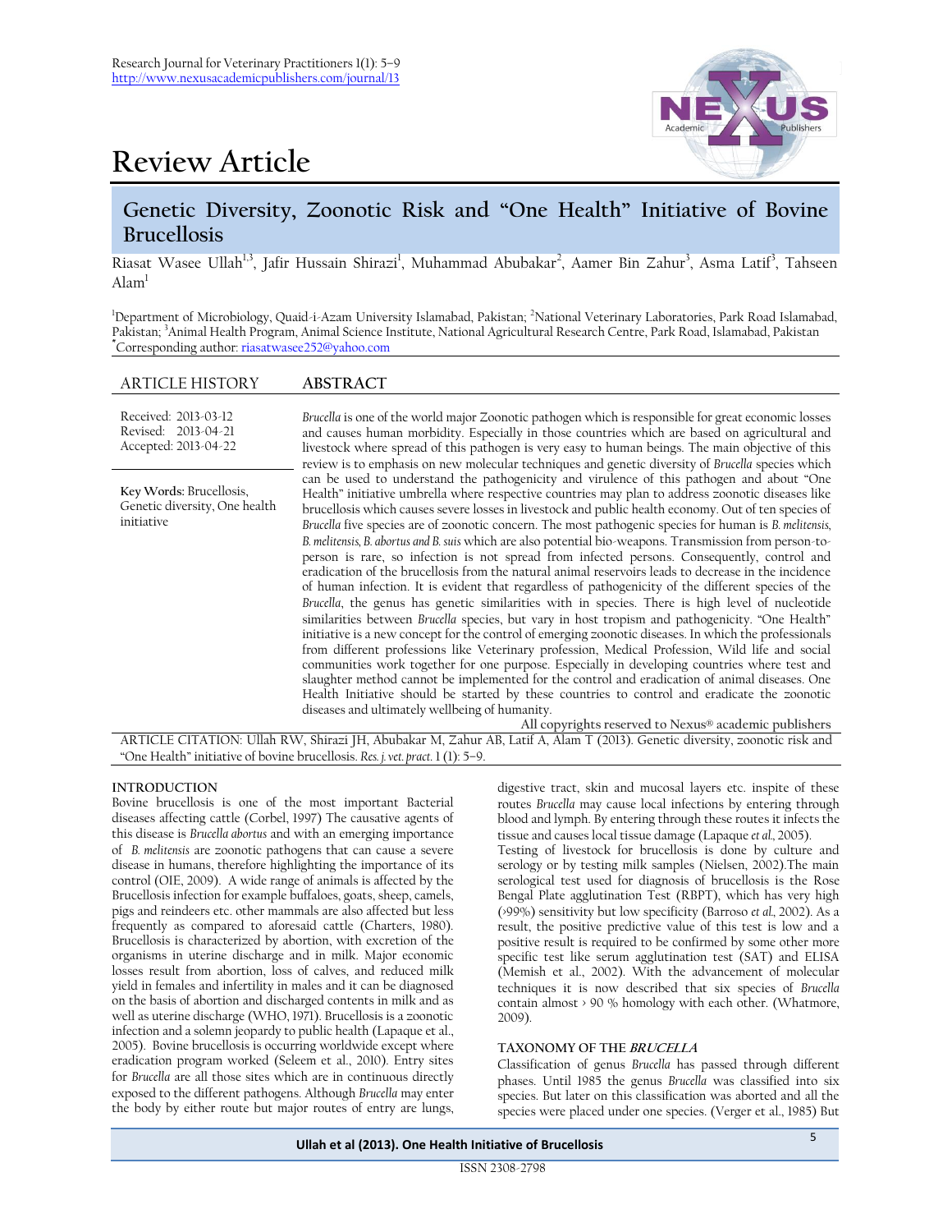# Review Article

## Genetic Diversity, Zoonotic Risk and "One Health" Initiative of Bovine Brucellosis

Riasat Wasee Ullah[1,3], Jafir Hussain Shirazi[1], Muhammad Abubakar[2], Aamer Bin Zahur[3], Asma Latif[3], Tahseen Alam[1]

[1]Department of Microbiology, Quaid-i-Azam University Islamabad, Pakistan; [2]National Veterinary Laboratories, Park Road Islamabad, Pakistan; [3]Animal Health Program, Animal Science Institute, National Agricultural Research Centre, Park Road, Islamabad, Pakistan
*Corresponding author: riasatwasee252@yahoo.com

### ARTICLE HISTORY

Received: 2013-03-12
Revised: 2013-04-21
Accepted: 2013-04-22

**Key Words:** Brucellosis, Genetic diversity, One health initiative

### ABSTRACT

*Brucella* is one of the world major Zoonotic pathogen which is responsible for great economic losses and causes human morbidity. Especially in those countries which are based on agricultural and livestock where spread of this pathogen is very easy to human beings. The main objective of this review is to emphasis on new molecular techniques and genetic diversity of *Brucella* species which can be used to understand the pathogenicity and virulence of this pathogen and about "One Health" initiative umbrella where respective countries may plan to address zoonotic diseases like brucellosis which causes severe losses in livestock and public health economy. Out of ten species of *Brucella* five species are of zoonotic concern. The most pathogenic species for human is *B. melitensis, B. melitensis, B. abortus and B. suis* which are also potential bio-weapons. Transmission from person-to-person is rare, so infection is not spread from infected persons. Consequently, control and eradication of the brucellosis from the natural animal reservoirs leads to decrease in the incidence of human infection. It is evident that regardless of pathogenicity of the different species of the *Brucella*, the genus has genetic similarities with in species. There is high level of nucleotide similarities between *Brucella* species, but vary in host tropism and pathogenicity. "One Health" initiative is a new concept for the control of emerging zoonotic diseases. In which the professionals from different professions like Veterinary profession, Medical Profession, Wild life and social communities work together for one purpose. Especially in developing countries where test and slaughter method cannot be implemented for the control and eradication of animal diseases. One Health Initiative should be started by these countries to control and eradicate the zoonotic diseases and ultimately wellbeing of humanity.

All copyrights reserved to Nexus® academic publishers

ARTICLE CITATION: Ullah RW, Shirazi JH, Abubakar M, Zahur AB, Latif A, Alam T (2013). Genetic diversity, zoonotic risk and "One Health" initiative of bovine brucellosis. *Res. j. vet. pract.* 1 (1): 5–9.

## INTRODUCTION

Bovine brucellosis is one of the most important Bacterial diseases affecting cattle (Corbel, 1997) The causative agents of this disease is *Brucella abortus* and with an emerging importance of *B. melitensis* are zoonotic pathogens that can cause a severe disease in humans, therefore highlighting the importance of its control (OIE, 2009). A wide range of animals is affected by the Brucellosis infection for example buffaloes, goats, sheep, camels, pigs and reindeers etc. other mammals are also affected but less frequently as compared to aforesaid cattle (Charters, 1980). Brucellosis is characterized by abortion, with excretion of the organisms in uterine discharge and in milk. Major economic losses result from abortion, loss of calves, and reduced milk yield in females and infertility in males and it can be diagnosed on the basis of abortion and discharged contents in milk and as well as uterine discharge (WHO, 1971). Brucellosis is a zoonotic infection and a solemn jeopardy to public health (Lapaque et al., 2005). Bovine brucellosis is occurring worldwide except where eradication program worked (Seleem et al., 2010). Entry sites for *Brucella* are all those sites which are in continuous directly exposed to the different pathogens. Although *Brucella* may enter the body by either route but major routes of entry are lungs, digestive tract, skin and mucosal layers etc. inspite of these routes *Brucella* may cause local infections by entering through blood and lymph. By entering through these routes it infects the tissue and causes local tissue damage (Lapaque *et al.*, 2005).

Testing of livestock for brucellosis is done by culture and serology or by testing milk samples (Nielsen, 2002).The main serological test used for diagnosis of brucellosis is the Rose Bengal Plate agglutination Test (RBPT), which has very high (>99%) sensitivity but low specificity (Barroso *et al.*, 2002). As a result, the positive predictive value of this test is low and a positive result is required to be confirmed by some other more specific test like serum agglutination test (SAT) and ELISA (Memish et al., 2002). With the advancement of molecular techniques it is now described that six species of *Brucella* contain almost > 90 % homology with each other. (Whatmore, 2009).

### TAXONOMY OF THE *BRUCELLA*

Classification of genus *Brucella* has passed through different phases. Until 1985 the genus *Brucella* was classified into six species. But later on this classification was aborted and all the species were placed under one species. (Verger et al., 1985) But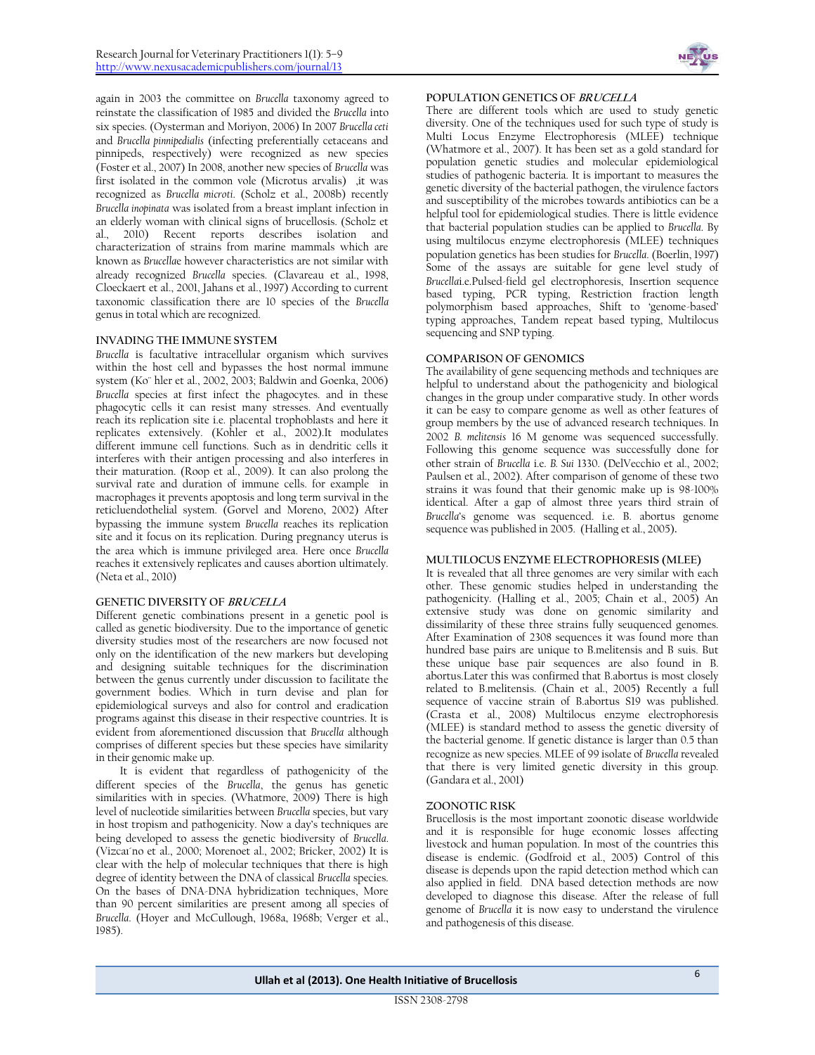again in 2003 the committee on *Brucella* taxonomy agreed to reinstate the classification of 1985 and divided the *Brucella* into six species. (Oysterman and Moriyon, 2006) In 2007 *Brucella ceti* and *Brucella pinnipedialis* (infecting preferentially cetaceans and pinnipeds, respectively) were recognized as new species (Foster et al., 2007) In 2008, another new species of *Brucella* was first isolated in the common vole (Microtus arvalis) ,it was recognized as *Brucella microti*. (Scholz et al., 2008b) recently *Brucella inopinata* was isolated from a breast implant infection in an elderly woman with clinical signs of brucellosis. (Scholz et al., 2010) Recent reports describes isolation and characterization of strains from marine mammals which are known as *Brucellae* however characteristics are not similar with already recognized *Brucella* species. (Clavareau et al., 1998, Cloeckaert et al., 2001, Jahans et al., 1997) According to current taxonomic classification there are 10 species of the *Brucella* genus in total which are recognized.

## INVADING THE IMMUNE SYSTEM

*Brucella* is facultative intracellular organism which survives within the host cell and bypasses the host normal immune system (Ko¨ hler et al., 2002, 2003; Baldwin and Goenka, 2006) *Brucella* species at first infect the phagocytes. and in these phagocytic cells it can resist many stresses. And eventually reach its replication site i.e. placental trophoblasts and here it replicates extensively. (Kohler et al., 2002).It modulates different immune cell functions. Such as in dendritic cells it interferes with their antigen processing and also interferes in their maturation. (Roop et al., 2009). It can also prolong the survival rate and duration of immune cells. for example in macrophages it prevents apoptosis and long term survival in the reticluendothelial system. (Gorvel and Moreno, 2002) After bypassing the immune system *Brucella* reaches its replication site and it focus on its replication. During pregnancy uterus is the area which is immune privileged area. Here once *Brucella* reaches it extensively replicates and causes abortion ultimately. (Neta et al., 2010)

## GENETIC DIVERSITY OF *BRUCELLA*

Different genetic combinations present in a genetic pool is called as genetic biodiversity. Due to the importance of genetic diversity studies most of the researchers are now focused not only on the identification of the new markers but developing and designing suitable techniques for the discrimination between the genus currently under discussion to facilitate the government bodies. Which in turn devise and plan for epidemiological surveys and also for control and eradication programs against this disease in their respective countries. It is evident from aforementioned discussion that *Brucella* although comprises of different species but these species have similarity in their genomic make up.

It is evident that regardless of pathogenicity of the different species of the *Brucella*, the genus has genetic similarities with in species. (Whatmore, 2009) There is high level of nucleotide similarities between *Brucella* species, but vary in host tropism and pathogenicity. Now a day's techniques are being developed to assess the genetic biodiversity of *Brucella*. (Vizcai´no et al., 2000; Morenoet al., 2002; Bricker, 2002) It is clear with the help of molecular techniques that there is high degree of identity between the DNA of classical *Brucella* species. On the bases of DNA-DNA hybridization techniques, More than 90 percent similarities are present among all species of *Brucella*. (Hoyer and McCullough, 1968a, 1968b; Verger et al., 1985).

## POPULATION GENETICS OF *BRUCELLA*

There are different tools which are used to study genetic diversity. One of the techniques used for such type of study is Multi Locus Enzyme Electrophoresis (MLEE) technique (Whatmore et al., 2007). It has been set as a gold standard for population genetic studies and molecular epidemiological studies of pathogenic bacteria. It is important to measures the genetic diversity of the bacterial pathogen, the virulence factors and susceptibility of the microbes towards antibiotics can be a helpful tool for epidemiological studies. There is little evidence that bacterial population studies can be applied to *Brucella*. By using multilocus enzyme electrophoresis (MLEE) techniques population genetics has been studies for *Brucella*. (Boerlin, 1997) Some of the assays are suitable for gene level study of *Brucella*i.e.Pulsed-field gel electrophoresis, Insertion sequence based typing, PCR typing, Restriction fraction length polymorphism based approaches, Shift to 'genome-based' typing approaches, Tandem repeat based typing, Multilocus sequencing and SNP typing.

## COMPARISON OF GENOMICS

The availability of gene sequencing methods and techniques are helpful to understand about the pathogenicity and biological changes in the group under comparative study. In other words it can be easy to compare genome as well as other features of group members by the use of advanced research techniques. In 2002 *B. melitensis* 16 M genome was sequenced successfully. Following this genome sequence was successfully done for other strain of *Brucella* i.e. *B. Sui* 1330. (DelVecchio et al., 2002; Paulsen et al., 2002). After comparison of genome of these two strains it was found that their genomic make up is 98-100% identical. After a gap of almost three years third strain of *Brucella*'s genome was sequenced. i.e. B. abortus genome sequence was published in 2005. (Halling et al., 2005).

## MULTILOCUS ENZYME ELECTROPHORESIS (MLEE)

It is revealed that all three genomes are very similar with each other. These genomic studies helped in understanding the pathogenicity. (Halling et al., 2005; Chain et al., 2005) An extensive study was done on genomic similarity and dissimilarity of these three strains fully seuquenced genomes. After Examination of 2308 sequences it was found more than hundred base pairs are unique to B.melitensis and B suis. But these unique base pair sequences are also found in B. abortus.Later this was confirmed that B.abortus is most closely related to B.melitensis. (Chain et al., 2005) Recently a full sequence of vaccine strain of B.abortus S19 was published. (Crasta et al., 2008) Multilocus enzyme electrophoresis (MLEE) is standard method to assess the genetic diversity of the bacterial genome. If genetic distance is larger than 0.5 than recognize as new species. MLEE of 99 isolate of *Brucella* revealed that there is very limited genetic diversity in this group. (Gandara et al., 2001)

## ZOONOTIC RISK

Brucellosis is the most important zoonotic disease worldwide and it is responsible for huge economic losses affecting livestock and human population. In most of the countries this disease is endemic. (Godfroid et al., 2005) Control of this disease is depends upon the rapid detection method which can also applied in field. DNA based detection methods are now developed to diagnose this disease. After the release of full genome of *Brucella* it is now easy to understand the virulence and pathogenesis of this disease.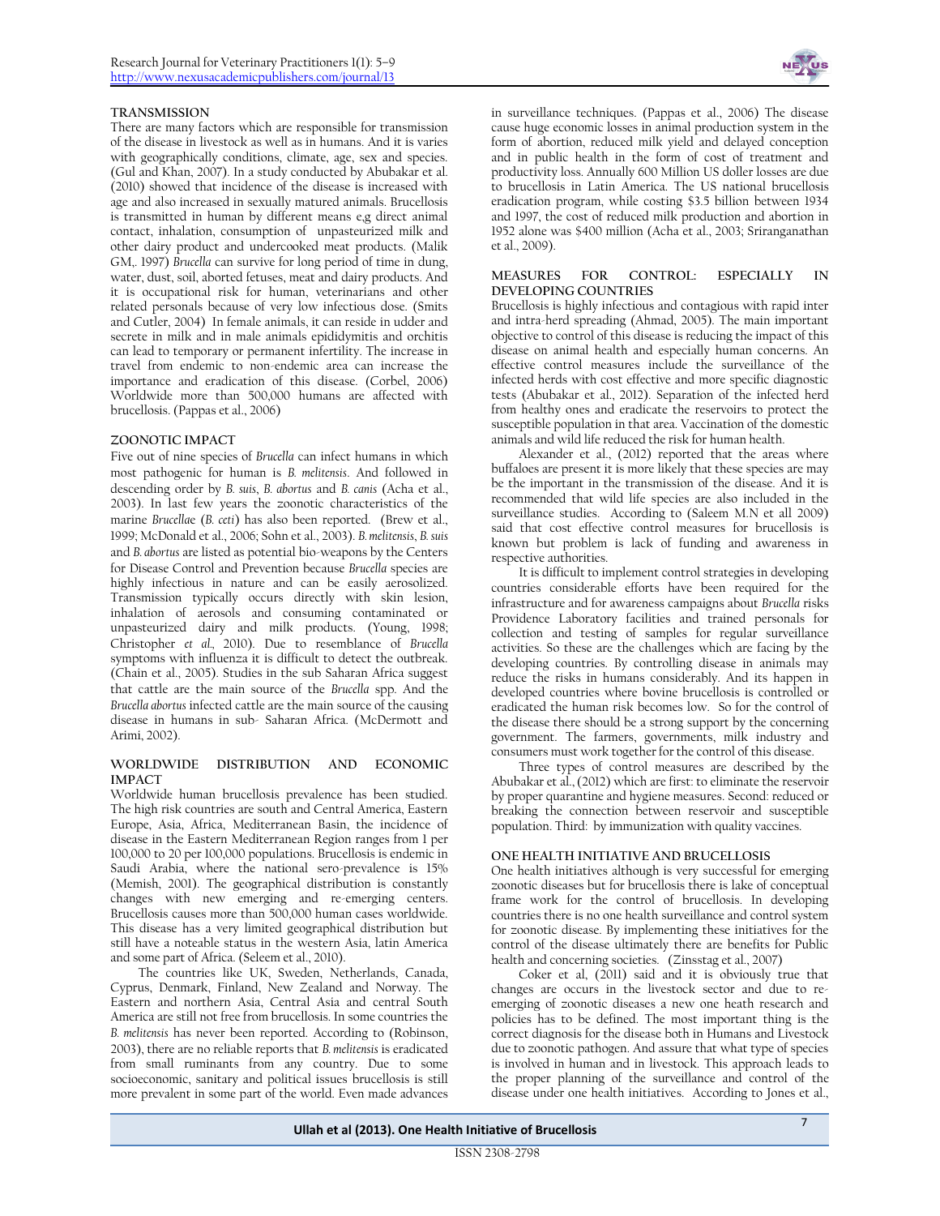## TRANSMISSION

There are many factors which are responsible for transmission of the disease in livestock as well as in humans. And it is varies with geographically conditions, climate, age, sex and species. (Gul and Khan, 2007). In a study conducted by Abubakar et al. (2010) showed that incidence of the disease is increased with age and also increased in sexually matured animals. Brucellosis is transmitted in human by different means e,g direct animal contact, inhalation, consumption of unpasteurized milk and other dairy product and undercooked meat products. (Malik GM,. 1997) *Brucella* can survive for long period of time in dung, water, dust, soil, aborted fetuses, meat and dairy products. And it is occupational risk for human, veterinarians and other related personals because of very low infectious dose. (Smits and Cutler, 2004) In female animals, it can reside in udder and secrete in milk and in male animals epididymitis and orchitis can lead to temporary or permanent infertility. The increase in travel from endemic to non-endemic area can increase the importance and eradication of this disease. (Corbel, 2006) Worldwide more than 500,000 humans are affected with brucellosis. (Pappas et al., 2006)

## ZOONOTIC IMPACT

Five out of nine species of *Brucella* can infect humans in which most pathogenic for human is *B. melitensis*. And followed in descending order by *B. suis*, *B. abortus* and *B. canis* (Acha et al., 2003). In last few years the zoonotic characteristics of the marine *Brucella*e (*B. ceti*) has also been reported. (Brew et al., 1999; McDonald et al., 2006; Sohn et al., 2003). *B. melitensis*, *B. suis* and *B. abortus* are listed as potential bio-weapons by the Centers for Disease Control and Prevention because *Brucella* species are highly infectious in nature and can be easily aerosolized. Transmission typically occurs directly with skin lesion, inhalation of aerosols and consuming contaminated or unpasteurized dairy and milk products. (Young, 1998; Christopher *et al*., 2010). Due to resemblance of *Brucella* symptoms with influenza it is difficult to detect the outbreak. (Chain et al., 2005). Studies in the sub Saharan Africa suggest that cattle are the main source of the *Brucella* spp. And the *Brucella abortus* infected cattle are the main source of the causing disease in humans in sub- Saharan Africa. (McDermott and Arimi, 2002).

## WORLDWIDE DISTRIBUTION AND ECONOMIC IMPACT

Worldwide human brucellosis prevalence has been studied. The high risk countries are south and Central America, Eastern Europe, Asia, Africa, Mediterranean Basin, the incidence of disease in the Eastern Mediterranean Region ranges from 1 per 100,000 to 20 per 100,000 populations. Brucellosis is endemic in Saudi Arabia, where the national sero-prevalence is 15% (Memish, 2001). The geographical distribution is constantly changes with new emerging and re-emerging centers. Brucellosis causes more than 500,000 human cases worldwide. This disease has a very limited geographical distribution but still have a noteable status in the western Asia, latin America and some part of Africa. (Seleem et al., 2010).

The countries like UK, Sweden, Netherlands, Canada, Cyprus, Denmark, Finland, New Zealand and Norway. The Eastern and northern Asia, Central Asia and central South America are still not free from brucellosis. In some countries the *B. melitensis* has never been reported. According to (Robinson, 2003), there are no reliable reports that *B. melitensis* is eradicated from small ruminants from any country. Due to some socioeconomic, sanitary and political issues brucellosis is still more prevalent in some part of the world. Even made advances in surveillance techniques. (Pappas et al., 2006) The disease cause huge economic losses in animal production system in the form of abortion, reduced milk yield and delayed conception and in public health in the form of cost of treatment and productivity loss. Annually 600 Million US doller losses are due to brucellosis in Latin America. The US national brucellosis eradication program, while costing $3.5 billion between 1934 and 1997, the cost of reduced milk production and abortion in 1952 alone was $400 million (Acha et al., 2003; Sriranganathan et al., 2009).

## MEASURES FOR CONTROL: ESPECIALLY IN DEVELOPING COUNTRIES

Brucellosis is highly infectious and contagious with rapid inter and intra-herd spreading (Ahmad, 2005). The main important objective to control of this disease is reducing the impact of this disease on animal health and especially human concerns. An effective control measures include the surveillance of the infected herds with cost effective and more specific diagnostic tests (Abubakar et al., 2012). Separation of the infected herd from healthy ones and eradicate the reservoirs to protect the susceptible population in that area. Vaccination of the domestic animals and wild life reduced the risk for human health.

Alexander et al., (2012) reported that the areas where buffaloes are present it is more likely that these species are may be the important in the transmission of the disease. And it is recommended that wild life species are also included in the surveillance studies. According to (Saleem M.N et all 2009) said that cost effective control measures for brucellosis is known but problem is lack of funding and awareness in respective authorities.

It is difficult to implement control strategies in developing countries considerable efforts have been required for the infrastructure and for awareness campaigns about *Brucella* risks Providence Laboratory facilities and trained personals for collection and testing of samples for regular surveillance activities. So these are the challenges which are facing by the developing countries. By controlling disease in animals may reduce the risks in humans considerably. And its happen in developed countries where bovine brucellosis is controlled or eradicated the human risk becomes low. So for the control of the disease there should be a strong support by the concerning government. The farmers, governments, milk industry and consumers must work together for the control of this disease.

Three types of control measures are described by the Abubakar et al., (2012) which are first: to eliminate the reservoir by proper quarantine and hygiene measures. Second: reduced or breaking the connection between reservoir and susceptible population. Third: by immunization with quality vaccines.

## ONE HEALTH INITIATIVE AND BRUCELLOSIS

One health initiatives although is very successful for emerging zoonotic diseases but for brucellosis there is lake of conceptual frame work for the control of brucellosis. In developing countries there is no one health surveillance and control system for zoonotic disease. By implementing these initiatives for the control of the disease ultimately there are benefits for Public health and concerning societies. (Zinsstag et al., 2007)

Coker et al, (2011) said and it is obviously true that changes are occurs in the livestock sector and due to re-emerging of zoonotic diseases a new one heath research and policies has to be defined. The most important thing is the correct diagnosis for the disease both in Humans and Livestock due to zoonotic pathogen. And assure that what type of species is involved in human and in livestock. This approach leads to the proper planning of the surveillance and control of the disease under one health initiatives. According to Jones et al.,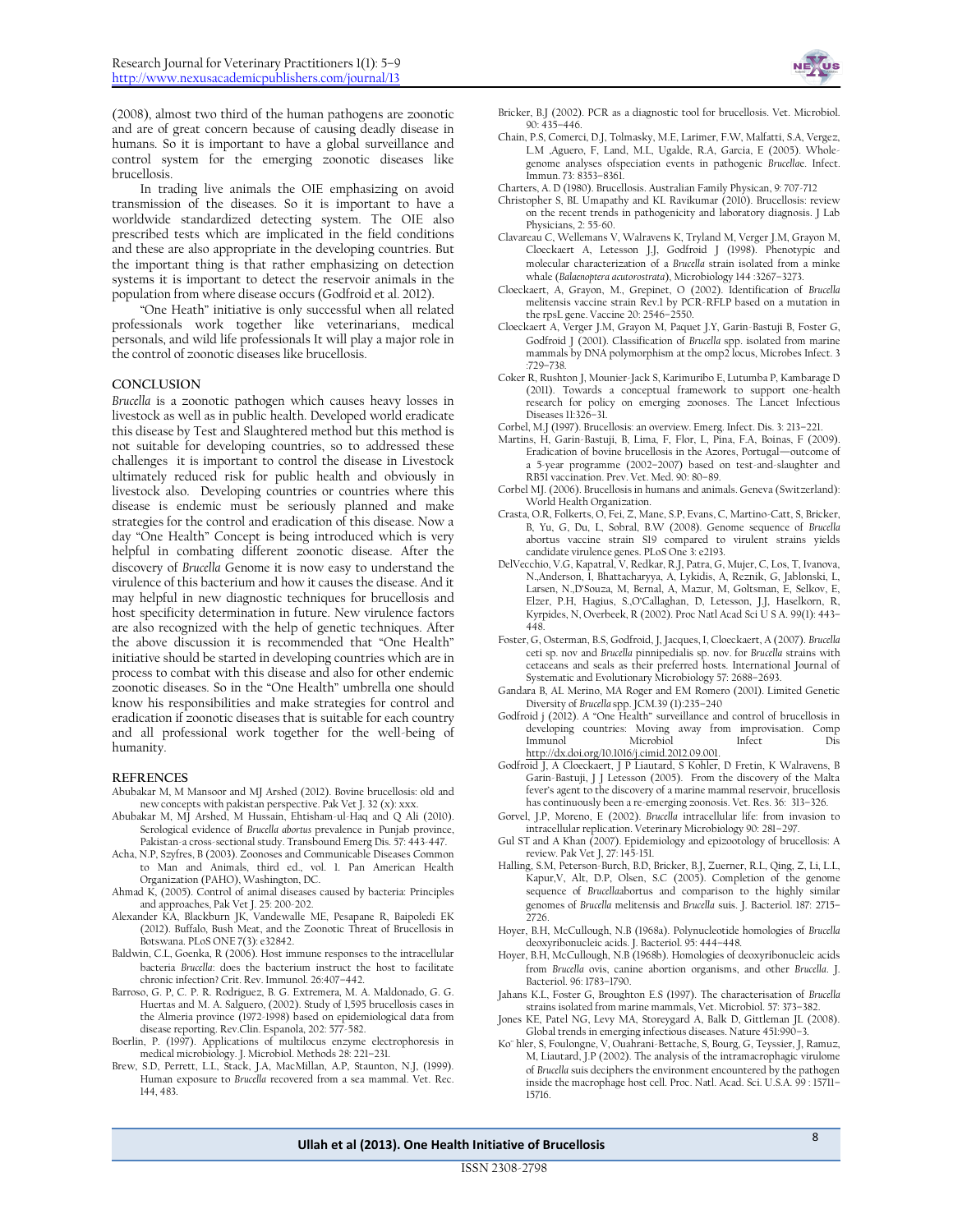(2008), almost two third of the human pathogens are zoonotic and are of great concern because of causing deadly disease in humans. So it is important to have a global surveillance and control system for the emerging zoonotic diseases like brucellosis.

In trading live animals the OIE emphasizing on avoid transmission of the diseases. So it is important to have a worldwide standardized detecting system. The OIE also prescribed tests which are implicated in the field conditions and these are also appropriate in the developing countries. But the important thing is that rather emphasizing on detection systems it is important to detect the reservoir animals in the population from where disease occurs (Godfroid et al. 2012).

"One Heath" initiative is only successful when all related professionals work together like veterinarians, medical personals, and wild life professionals It will play a major role in the control of zoonotic diseases like brucellosis.

## CONCLUSION

*Brucella* is a zoonotic pathogen which causes heavy losses in livestock as well as in public health. Developed world eradicate this disease by Test and Slaughtered method but this method is not suitable for developing countries, so to addressed these challenges it is important to control the disease in Livestock ultimately reduced risk for public health and obviously in livestock also. Developing countries or countries where this disease is endemic must be seriously planned and make strategies for the control and eradication of this disease. Now a day "One Health" Concept is being introduced which is very helpful in combating different zoonotic disease. After the discovery of *Brucella* Genome it is now easy to understand the virulence of this bacterium and how it causes the disease. And it may helpful in new diagnostic techniques for brucellosis and host specificity determination in future. New virulence factors are also recognized with the help of genetic techniques. After the above discussion it is recommended that "One Health" initiative should be started in developing countries which are in process to combat with this disease and also for other endemic zoonotic diseases. So in the "One Health" umbrella one should know his responsibilities and make strategies for control and eradication if zoonotic diseases that is suitable for each country and all professional work together for the well-being of humanity.

## REFRENCES

Abubakar M, M Mansoor and MJ Arshed (2012). Bovine brucellosis: old and new concepts with pakistan perspective. Pak Vet J. 32 (x): xxx.

Abubakar M, MJ Arshed, M Hussain, Ehtisham-ul-Haq and Q Ali (2010). Serological evidence of *Brucella abortus* prevalence in Punjab province, Pakistan-a cross-sectional study. Transbound Emerg Dis. 57: 443-447.

Acha, N.P, Szyfres, B (2003). Zoonoses and Communicable Diseases Common to Man and Animals, third ed., vol. 1. Pan American Health Organization (PAHO), Washington, DC.

Ahmad K, (2005). Control of animal diseases caused by bacteria: Principles and approaches, Pak Vet J. 25: 200-202.

Alexander KA, Blackburn JK, Vandewalle ME, Pesapane R, Baipoledi EK (2012). Buffalo, Bush Meat, and the Zoonotic Threat of Brucellosis in Botswana. PLoS ONE 7(3): e32842.

Baldwin, C.L, Goenka, R (2006). Host immune responses to the intracellular bacteria *Brucella*: does the bacterium instruct the host to facilitate chronic infection? Crit. Rev. Immunol. 26:407–442.

Barroso, G. P, C. P. R. Rodriguez, B. G. Extremera, M. A. Maldonado, G. G. Huertas and M. A. Salguero, (2002). Study of 1,595 brucellosis cases in the Almeria province (1972-1998) based on epidemiological data from disease reporting. Rev.Clin. Espanola, 202: 577-582.

Boerlin, P. (1997). Applications of multilocus enzyme electrophoresis in medical microbiology. J. Microbiol. Methods 28: 221–231.

Brew, S.D, Perrett, L.L, Stack, J.A, MacMillan, A.P, Staunton, N.J, (1999). Human exposure to *Brucella* recovered from a sea mammal. Vet. Rec. 144, 483.

Bricker, B.J (2002). PCR as a diagnostic tool for brucellosis. Vet. Microbiol. 90: 435–446.

Chain, P.S, Comerci, D.J, Tolmasky, M.E, Larimer, F.W, Malfatti, S.A, Vergez, L.M ,Aguero, F, Land, M.L, Ugalde, R.A, Garcia, E (2005). Whole-genome analyses ofspeciation events in pathogenic *Brucellae*. Infect. Immun. 73: 8353–8361.

Charters, A. D (1980). Brucellosis. Australian Family Physican, 9: 707-712

Christopher S, BL Umapathy and KL Ravikumar (2010). Brucellosis: review on the recent trends in pathogenicity and laboratory diagnosis. J Lab Physicians, 2: 55-60.

Clavareau C, Wellemans V, Walravens K, Tryland M, Verger J.M, Grayon M, Cloeckaert A, Letesson J.J, Godfroid J (1998). Phenotypic and molecular characterization of a *Brucella* strain isolated from a minke whale (*Balaenoptera acutorostrata*), Microbiology 144 :3267–3273.

Cloeckaert, A, Grayon, M., Grepinet, O (2002). Identification of *Brucella* melitensis vaccine strain Rev.1 by PCR-RFLP based on a mutation in the rpsL gene. Vaccine 20: 2546–2550.

Cloeckaert A, Verger J.M, Grayon M, Paquet J.Y, Garin-Bastuji B, Foster G, Godfroid J (2001). Classification of *Brucella* spp. isolated from marine mammals by DNA polymorphism at the omp2 locus, Microbes Infect. 3 :729–738.

Coker R, Rushton J, Mounier-Jack S, Karimuribo E, Lutumba P, Kambarage D (2011). Towards a conceptual framework to support one-health research for policy on emerging zoonoses. The Lancet Infectious Diseases 11:326–31.

Corbel, M.J (1997). Brucellosis: an overview. Emerg. Infect. Dis. 3: 213–221.

Martins, H, Garin-Bastuji, B, Lima, F, Flor, L, Pina, F.A, Boinas, F (2009). Eradication of bovine brucellosis in the Azores, Portugal—outcome of a 5-year programme (2002–2007) based on test-and-slaughter and RB51 vaccination. Prev. Vet. Med. 90: 80–89.

Corbel MJ. (2006). Brucellosis in humans and animals. Geneva (Switzerland): World Health Organization.

Crasta, O.R, Folkerts, O, Fei, Z, Mane, S.P, Evans, C, Martino-Catt, S, Bricker, B, Yu, G, Du, L, Sobral, B.W (2008). Genome sequence of *Brucella* abortus vaccine strain S19 compared to virulent strains yields candidate virulence genes. PLoS One 3: e2193.

DelVecchio, V.G, Kapatral, V, Redkar, R.J, Patra, G, Mujer, C, Los, T, Ivanova, N.,Anderson, I, Bhattacharyya, A, Lykidis, A, Reznik, G, Jablonski, L, Larsen, N.,D'Souza, M, Bernal, A, Mazur, M, Goltsman, E, Selkov, E, Elzer, P.H, Hagius, S.,O'Callaghan, D, Letesson, J.J, Haselkorn, R, Kyrpides, N, Overbeek, R (2002). Proc Natl Acad Sci U S A. 99(1): 443–448.

Foster, G, Osterman, B.S, Godfroid, J, Jacques, I, Cloeckaert, A (2007). *Brucella* ceti sp. nov and *Brucella* pinnipedialis sp. nov. for *Brucella* strains with cetaceans and seals as their preferred hosts. International Journal of Systematic and Evolutionary Microbiology 57: 2688–2693.

Gandara B, AL Merino, MA Roger and EM Romero (2001). Limited Genetic Diversity of *Brucella* spp. JCM.39 (1):235–240

Godfroid j (2012). A "One Health" surveillance and control of brucellosis in developing countries: Moving away from improvisation. Comp Immunol Microbiol Infect Dis http://dx.doi.org/10.1016/j.cimid.2012.09.001.

Godfroid J, A Cloeckaert, J P Liautard, S Kohler, D Fretin, K Walravens, B Garin-Bastuji, J J Letesson (2005). From the discovery of the Malta fever's agent to the discovery of a marine mammal reservoir, brucellosis has continuously been a re-emerging zoonosis. Vet. Res. 36: 313–326.

Gorvel, J.P, Moreno, E (2002). *Brucella* intracellular life: from invasion to intracellular replication. Veterinary Microbiology 90: 281–297.

Gul ST and A Khan (2007). Epidemiology and epizootology of brucellosis: A review. Pak Vet J, 27: 145-151.

Halling, S.M, Peterson-Burch, B.D, Bricker, B.J, Zuerner, R.L, Qing, Z, Li, L.L, Kapur,V, Alt, D.P, Olsen, S.C (2005). Completion of the genome sequence of *Brucella*abortus and comparison to the highly similar genomes of *Brucella* melitensis and *Brucella* suis. J. Bacteriol. 187: 2715–2726.

Hoyer, B.H, McCullough, N.B (1968a). Polynucleotide homologies of *Brucella* deoxyribonucleic acids. J. Bacteriol. 95: 444–448.

Hoyer, B.H, McCullough, N.B (1968b). Homologies of deoxyribonucleic acids from *Brucella* ovis, canine abortion organisms, and other *Brucella*. J. Bacteriol. 96: 1783–1790.

Jahans K.L, Foster G, Broughton E.S (1997). The characterisation of *Brucella* strains isolated from marine mammals, Vet. Microbiol. 57: 373–382.

Jones KE, Patel NG, Levy MA, Storeygard A, Balk D, Gittleman JL (2008). Global trends in emerging infectious diseases. Nature 451:990–3.

Ko¨ hler, S, Foulongne, V, Ouahrani-Bettache, S, Bourg, G, Teyssier, J, Ramuz, M, Liautard, J.P (2002). The analysis of the intramacrophagic virulome of *Brucella* suis deciphers the environment encountered by the pathogen inside the macrophage host cell. Proc. Natl. Acad. Sci. U.S.A. 99 : 15711–15716.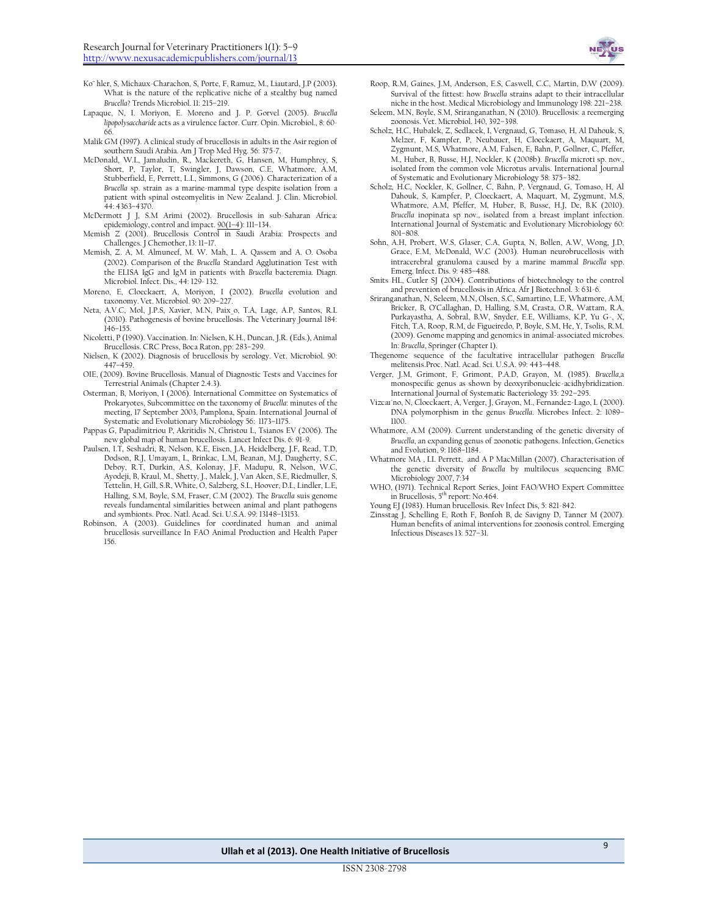Ko¨ hler, S, Michaux-Charachon, S, Porte, F, Ramuz, M., Liautard, J.P (2003). What is the nature of the replicative niche of a stealthy bug named *Brucella*? Trends Microbiol. 11: 215–219.

Lapaque, N, I. Moriyon, E. Moreno and J. P. Gorvel (2005). *Brucella lipopolysaccharide* acts as a virulence factor. Curr. Opin. Microbiol., 8: 60-66.

Malik GM (1997). A clinical study of brucellosis in adults in the Asir region of southern Saudi Arabia. Am J Trop Med Hyg. 56: 375-7.

McDonald, W.L, Jamaludin, R., Mackereth, G, Hansen, M, Humphrey, S, Short, P, Taylor, T, Swingler, J, Dawson, C.E, Whatmore, A.M, Stubberfield, E, Perrett, L.L, Simmons, G (2006). Characterization of a *Brucella* sp. strain as a marine-mammal type despite isolation from a patient with spinal osteomyelitis in New Zealand. J. Clin. Microbiol. 44: 4363–4370.

McDermott J J, S.M Arimi (2002). Brucellosis in sub-Saharan Africa: epidemiology, control and impact. 90(1–4): 111–134.

Memish Z (2001). Brucellosis Control in Saudi Arabia: Prospects and Challenges. J Chemother, 13: 11–17.

Memish, Z. A, M. Almuneef, M. W. Mah, L. A. Qassem and A. O. Osoba (2002). Comparison of the *Brucella* Standard Agglutination Test with the ELISA IgG and IgM in patients with *Brucella* bacteremia. Diagn. Microbiol. Infect. Dis., 44: 129- 132.

Moreno, E, Cloeckaert, A, Moriyon, I (2002). *Brucella* evolution and taxonomy. Vet. Microbiol. 90: 209–227.

Neta, A.V.C, Mol, J.P.S, Xavier, M.N, Paix_o, T.A, Lage, A.P, Santos, R.L (2010). Pathogenesis of bovine brucellosis. The Veterinary Journal 184: 146–155.

Nicoletti, P (1990). Vaccination. In: Nielsen, K.H., Duncan, J.R. (Eds.), Animal Brucellosis. CRC Press, Boca Raton, pp: 283–299.

Nielsen, K (2002). Diagnosis of brucellosis by serology. Vet. Microbiol. 90: 447–459.

OIE, (2009). Bovine Brucellosis. Manual of Diagnostic Tests and Vaccines for Terrestrial Animals (Chapter 2.4.3).

Osterman, B, Moriyon, I (2006). International Committee on Systematics of Prokaryotes, Subcommittee on the taxonomy of *Brucella*: minutes of the meeting, 17 September 2003, Pamplona, Spain. International Journal of Systematic and Evolutionary Microbiology 56: 1173–1175.

Pappas G, Papadimitriou P, Akritidis N, Christou L, Tsianos EV (2006). The new global map of human brucellosis. Lancet Infect Dis. 6: 91-9.

Paulsen, I.T, Seshadri, R, Nelson, K.E, Eisen, J.A, Heidelberg, J.F, Read, T.D, Dodson, R.J, Umayam, L, Brinkac, L.M, Beanan, M.J, Daugherty, S.C, Deboy, R.T, Durkin, A.S, Kolonay, J.F, Madupu, R, Nelson, W.C, Ayodeji, B, Kraul, M., Shetty, J., Malek, J, Van Aken, S.E, Riedmuller, S, Tettelin, H, Gill, S.R, White, O, Salzberg, S.L, Hoover, D.L, Lindler, L.E, Halling, S.M, Boyle, S.M, Fraser, C.M (2002). The *Brucella* suis genome reveals fundamental similarities between animal and plant pathogens and symbionts. Proc. Natl. Acad. Sci. U.S.A. 99: 13148–13153.

Robinson, A (2003). Guidelines for coordinated human and animal brucellosis surveillance In FAO Animal Production and Health Paper 156.

Roop, R.M, Gaines, J.M, Anderson, E.S, Caswell, C.C, Martin, D.W (2009). Survival of the fittest: how *Brucella* strains adapt to their intracellular niche in the host. Medical Microbiology and Immunology 198: 221–238.

Seleem, M.N, Boyle, S.M, Sriranganathan, N (2010). Brucellosis: a reemerging zoonosis. Vet. Microbiol. 140, 392–398.

Scholz, H.C, Hubalek, Z, Sedlacek, I, Vergnaud, G, Tomaso, H, Al Dahouk, S, Melzer, F, Kampfer, P, Neubauer, H, Cloeckaert, A, Maquart, M, Zygmunt, M.S, Whatmore, A.M, Falsen, E, Bahn, P, Gollner, C, Pfeffer, M., Huber, B, Busse, H.J, Nockler, K (2008b). *Brucella* microti sp. nov., isolated from the common vole Microtus arvalis. International Journal of Systematic and Evolutionary Microbiology 58: 375–382.

Scholz, H.C, Nockler, K, Gollner, C, Bahn, P, Vergnaud, G, Tomaso, H, Al Dahouk, S, Kampfer, P, Cloeckaert, A, Maquart, M, Zygmunt, M.S, Whatmore, A.M, Pfeffer, M, Huber, B, Busse, H.J, De, B.K (2010). *Brucella* inopinata sp nov., isolated from a breast implant infection. International Journal of Systematic and Evolutionary Microbiology 60: 801–808.

Sohn, A.H, Probert, W.S, Glaser, C.A, Gupta, N, Bollen, A.W, Wong, J.D, Grace, E.M, McDonald, W.C (2003). Human neurobrucellosis with intracerebral granuloma caused by a marine mammal *Brucella* spp. Emerg. Infect. Dis. 9: 485–488.

Smits HL, Cutler SJ (2004). Contributions of biotechnology to the control and prevention of brucellosis in Africa. Afr J Biotechnol. 3: 631-6.

Sriranganathan, N, Seleem, M.N, Olsen, S.C, Samartino, L.E, Whatmore, A.M, Bricker, B, O'Callaghan, D, Halling, S.M, Crasta, O.R, Wattam, R.A, Purkayastha, A, Sobral, B.W, Snyder, E.E, Williams, K.P, Yu G-, X, Fitch, T.A, Roop, R.M, de Figueiredo, P, Boyle, S.M, He, Y, Tsolis, R.M. (2009). Genome mapping and genomics in animal-associated microbes. In: *Brucella*, Springer (Chapter 1).

Thegenome sequence of the facultative intracellular pathogen *Brucella* melitensis.Proc. Natl. Acad. Sci. U.S.A. 99: 443–448.

Verger, J.M, Grimont, F, Grimont, P.A.D, Grayon, M. (1985). *Brucella*,a monospecific genus as shown by deoxyribonucleic-acidhybridization. International Journal of Systematic Bacteriology 35: 292–295.

Vizcaı´no, N, Cloeckaert, A, Verger, J, Grayon, M., Fernandez-Lago, L (2000). DNA polymorphism in the genus *Brucella*. Microbes Infect. 2: 1089–1100.

Whatmore, A.M (2009). Current understanding of the genetic diversity of *Brucella*, an expanding genus of zoonotic pathogens. Infection, Genetics and Evolution, 9: 1168–1184.

Whatmore MA , LL Perrett, and A P MacMillan (2007). Characterisation of the genetic diversity of *Brucella* by multilocus sequencing BMC Microbiology 2007, 7:34

WHO, (1971). Technical Report Series, Joint FAO/WHO Expert Committee in Brucellosis, 5th report: No.464.

Young EJ (1983). Human brucellosis. Rev Infect Dis, 5: 821-842.

Zinsstag J, Schelling E, Roth F, Bonfoh B, de Savigny D, Tanner M (2007). Human benefits of animal interventions for zoonosis control. Emerging Infectious Diseases 13: 527–31.